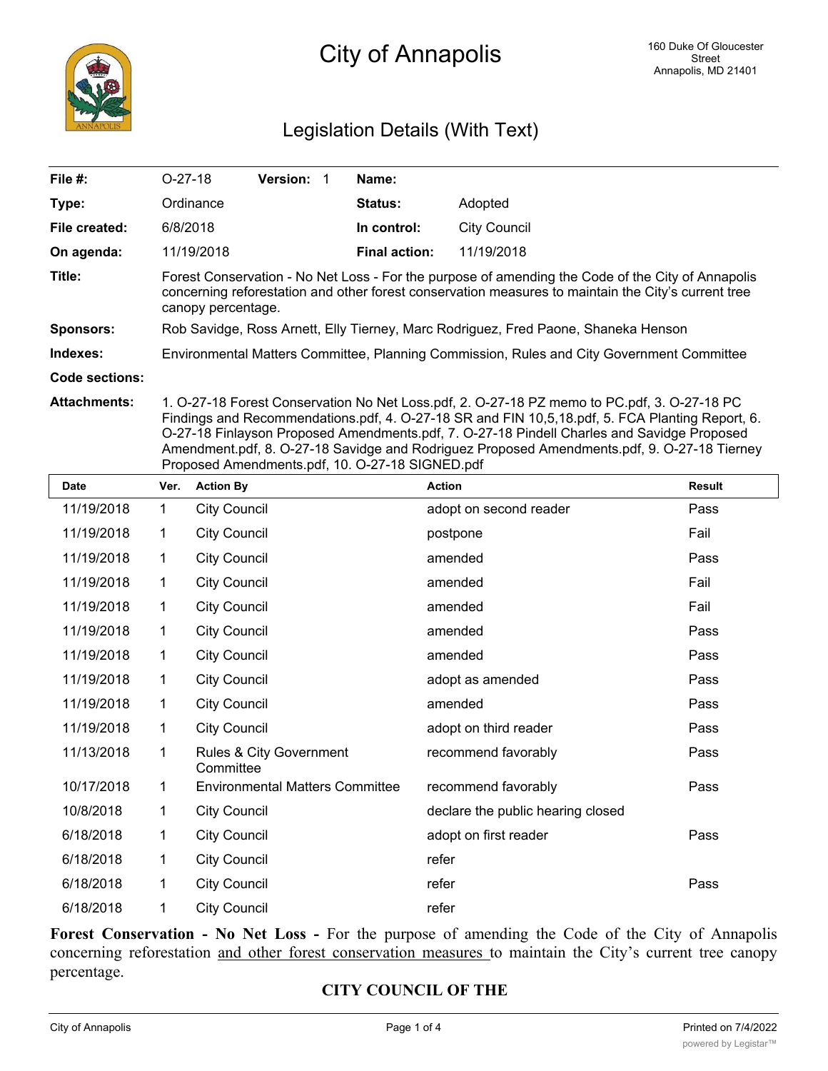# City of Annapolis

160 Duke Of Gloucester Street
Annapolis, MD 21401

## Legislation Details (With Text)

| | | | | |
|---|---|---|---|---|
| **File #:** | O-27-18 | **Version:** 1 | **Name:** | |
| **Type:** | Ordinance | | **Status:** | Adopted |
| **File created:** | 6/8/2018 | | **In control:** | City Council |
| **On agenda:** | 11/19/2018 | | **Final action:** | 11/19/2018 |

**Title:** Forest Conservation - No Net Loss - For the purpose of amending the Code of the City of Annapolis concerning reforestation and other forest conservation measures to maintain the City's current tree canopy percentage.

**Sponsors:** Rob Savidge, Ross Arnett, Elly Tierney, Marc Rodriguez, Fred Paone, Shaneka Henson

**Indexes:** Environmental Matters Committee, Planning Commission, Rules and City Government Committee

**Code sections:**

**Attachments:** 1. O-27-18 Forest Conservation No Net Loss.pdf, 2. O-27-18 PZ memo to PC.pdf, 3. O-27-18 PC Findings and Recommendations.pdf, 4. O-27-18 SR and FIN 10,5,18.pdf, 5. FCA Planting Report, 6. O-27-18 Finlayson Proposed Amendments.pdf, 7. O-27-18 Pindell Charles and Savidge Proposed Amendment.pdf, 8. O-27-18 Savidge and Rodriguez Proposed Amendments.pdf, 9. O-27-18 Tierney Proposed Amendments.pdf, 10. O-27-18 SIGNED.pdf

| Date | Ver. | Action By | Action | Result |
|---|---|---|---|---|
| 11/19/2018 | 1 | City Council | adopt on second reader | Pass |
| 11/19/2018 | 1 | City Council | postpone | Fail |
| 11/19/2018 | 1 | City Council | amended | Pass |
| 11/19/2018 | 1 | City Council | amended | Fail |
| 11/19/2018 | 1 | City Council | amended | Fail |
| 11/19/2018 | 1 | City Council | amended | Pass |
| 11/19/2018 | 1 | City Council | amended | Pass |
| 11/19/2018 | 1 | City Council | adopt as amended | Pass |
| 11/19/2018 | 1 | City Council | amended | Pass |
| 11/19/2018 | 1 | City Council | adopt on third reader | Pass |
| 11/13/2018 | 1 | Rules & City Government Committee | recommend favorably | Pass |
| 10/17/2018 | 1 | Environmental Matters Committee | recommend favorably | Pass |
| 10/8/2018 | 1 | City Council | declare the public hearing closed | |
| 6/18/2018 | 1 | City Council | adopt on first reader | Pass |
| 6/18/2018 | 1 | City Council | refer | |
| 6/18/2018 | 1 | City Council | refer | Pass |
| 6/18/2018 | 1 | City Council | refer | |

**Forest Conservation - No Net Loss -** For the purpose of amending the Code of the City of Annapolis concerning reforestation and other forest conservation measures to maintain the City's current tree canopy percentage.

**CITY COUNCIL OF THE**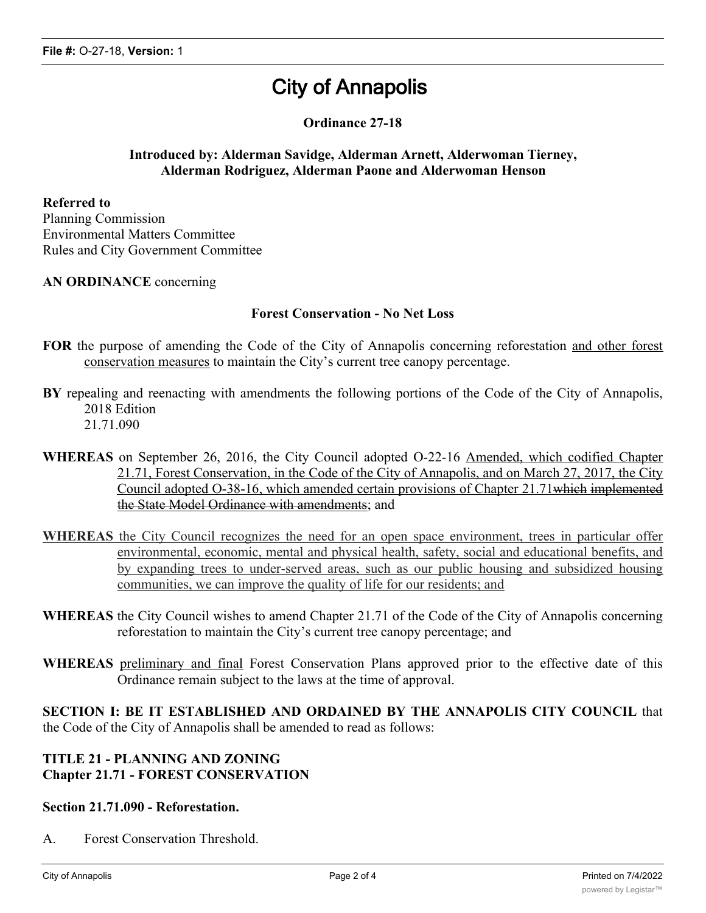# City of Annapolis

**Ordinance 27-18**

**Introduced by: Alderman Savidge, Alderman Arnett, Alderwoman Tierney, Alderman Rodriguez, Alderman Paone and Alderwoman Henson**

**Referred to**
Planning Commission
Environmental Matters Committee
Rules and City Government Committee

**AN ORDINANCE** concerning

**Forest Conservation - No Net Loss**

**FOR** the purpose of amending the Code of the City of Annapolis concerning reforestation <u>and other forest conservation measures</u> to maintain the City's current tree canopy percentage.

**BY** repealing and reenacting with amendments the following portions of the Code of the City of Annapolis, 2018 Edition
21.71.090

**WHEREAS** on September 26, 2016, the City Council adopted O-22-16 <u>Amended, which codified Chapter 21.71, Forest Conservation, in the Code of the City of Annapolis, and on March 27, 2017, the City Council adopted O-38-16, which amended certain provisions of Chapter 21.71</u>~~which implemented the State Model Ordinance with amendments~~; and

<u>**WHEREAS** the City Council recognizes the need for an open space environment, trees in particular offer environmental, economic, mental and physical health, safety, social and educational benefits, and by expanding trees to under-served areas, such as our public housing and subsidized housing communities, we can improve the quality of life for our residents; and</u>

**WHEREAS** the City Council wishes to amend Chapter 21.71 of the Code of the City of Annapolis concerning reforestation to maintain the City's current tree canopy percentage; and

**WHEREAS** <u>preliminary and final</u> Forest Conservation Plans approved prior to the effective date of this Ordinance remain subject to the laws at the time of approval.

**SECTION I: BE IT ESTABLISHED AND ORDAINED BY THE ANNAPOLIS CITY COUNCIL** that the Code of the City of Annapolis shall be amended to read as follows:

**TITLE 21 - PLANNING AND ZONING**
**Chapter 21.71 - FOREST CONSERVATION**

**Section 21.71.090 - Reforestation.**

A. Forest Conservation Threshold.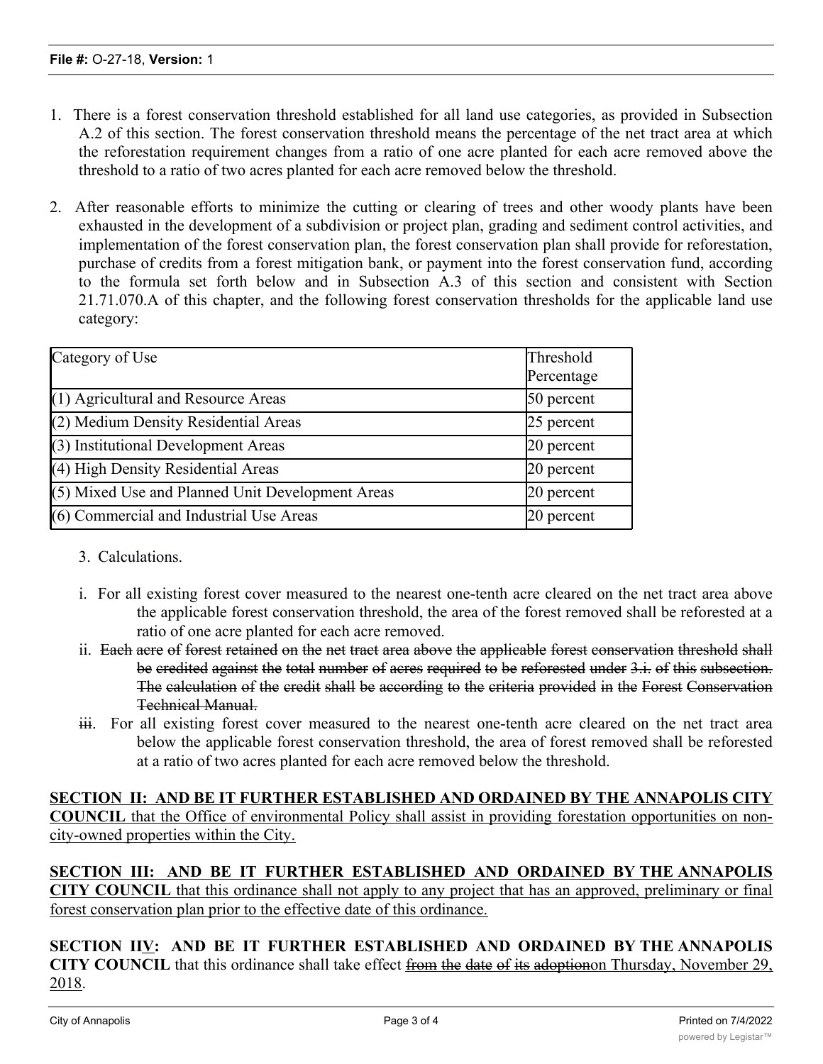1. There is a forest conservation threshold established for all land use categories, as provided in Subsection A.2 of this section. The forest conservation threshold means the percentage of the net tract area at which the reforestation requirement changes from a ratio of one acre planted for each acre removed above the threshold to a ratio of two acres planted for each acre removed below the threshold.

2. After reasonable efforts to minimize the cutting or clearing of trees and other woody plants have been exhausted in the development of a subdivision or project plan, grading and sediment control activities, and implementation of the forest conservation plan, the forest conservation plan shall provide for reforestation, purchase of credits from a forest mitigation bank, or payment into the forest conservation fund, according to the formula set forth below and in Subsection A.3 of this section and consistent with Section 21.71.070.A of this chapter, and the following forest conservation thresholds for the applicable land use category:

| Category of Use | Threshold Percentage |
|---|---|
| (1) Agricultural and Resource Areas | 50 percent |
| (2) Medium Density Residential Areas | 25 percent |
| (3) Institutional Development Areas | 20 percent |
| (4) High Density Residential Areas | 20 percent |
| (5) Mixed Use and Planned Unit Development Areas | 20 percent |
| (6) Commercial and Industrial Use Areas | 20 percent |

3. Calculations.

i. For all existing forest cover measured to the nearest one-tenth acre cleared on the net tract area above the applicable forest conservation threshold, the area of the forest removed shall be reforested at a ratio of one acre planted for each acre removed.

ii. ~~Each acre of forest retained on the net tract area above the applicable forest conservation threshold shall be credited against the total number of acres required to be reforested under 3.i. of this subsection. The calculation of the credit shall be according to the criteria provided in the Forest Conservation Technical Manual.~~

~~iii~~. For all existing forest cover measured to the nearest one-tenth acre cleared on the net tract area below the applicable forest conservation threshold, the area of forest removed shall be reforested at a ratio of two acres planted for each acre removed below the threshold.

<u>**SECTION II: AND BE IT FURTHER ESTABLISHED AND ORDAINED BY THE ANNAPOLIS CITY COUNCIL** that the Office of environmental Policy shall assist in providing forestation opportunities on non-city-owned properties within the City.</u>

<u>**SECTION III: AND BE IT FURTHER ESTABLISHED AND ORDAINED BY THE ANNAPOLIS CITY COUNCIL** that this ordinance shall not apply to any project that has an approved, preliminary or final forest conservation plan prior to the effective date of this ordinance.</u>

**SECTION I<u>IV</u>: AND BE IT FURTHER ESTABLISHED AND ORDAINED BY THE ANNAPOLIS CITY COUNCIL** that this ordinance shall take effect ~~from the date of its adoption~~<u>on Thursday, November 29, 2018</u>.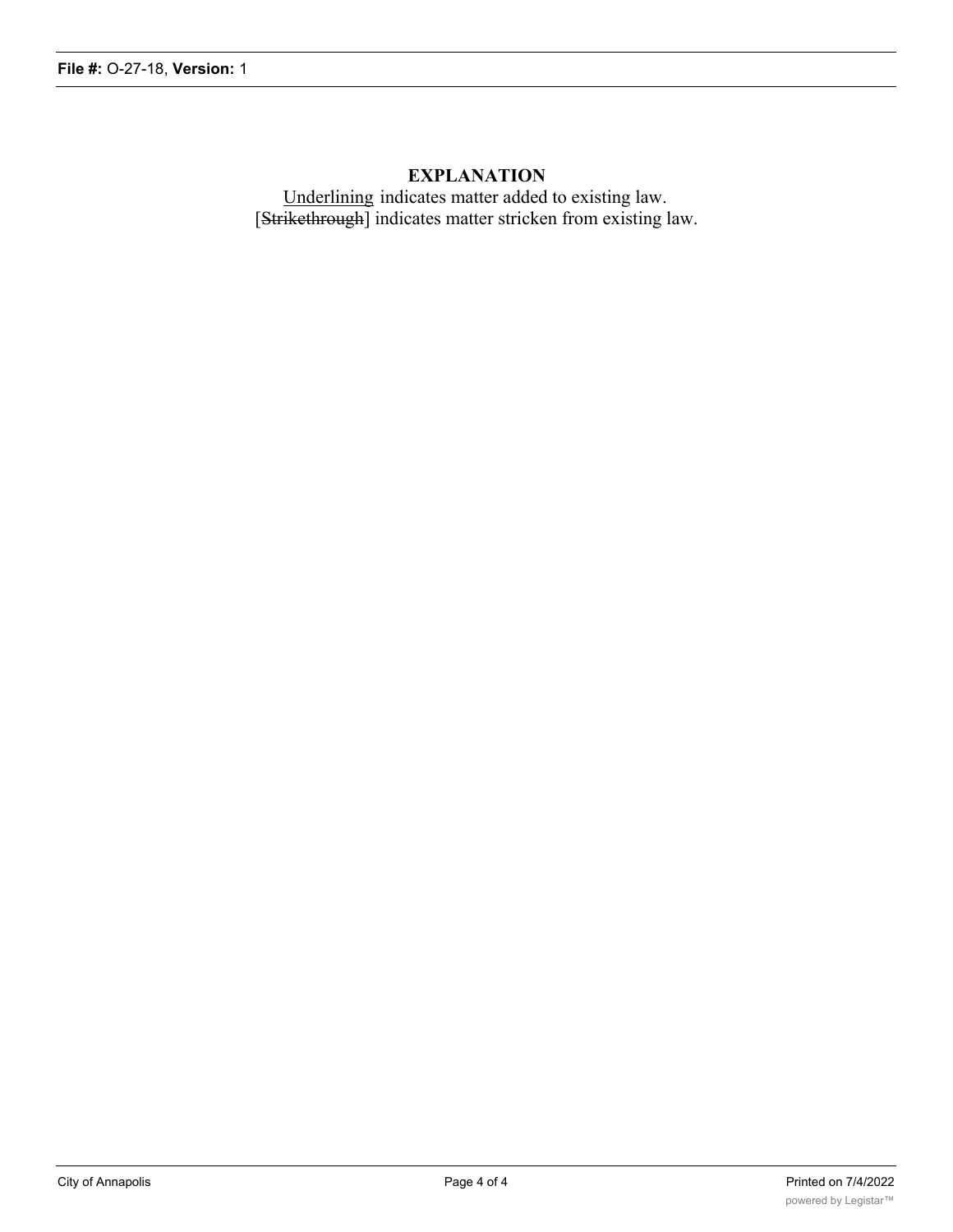## EXPLANATION

<u>Underlining</u> indicates matter added to existing law.

[~~Strikethrough~~] indicates matter stricken from existing law.